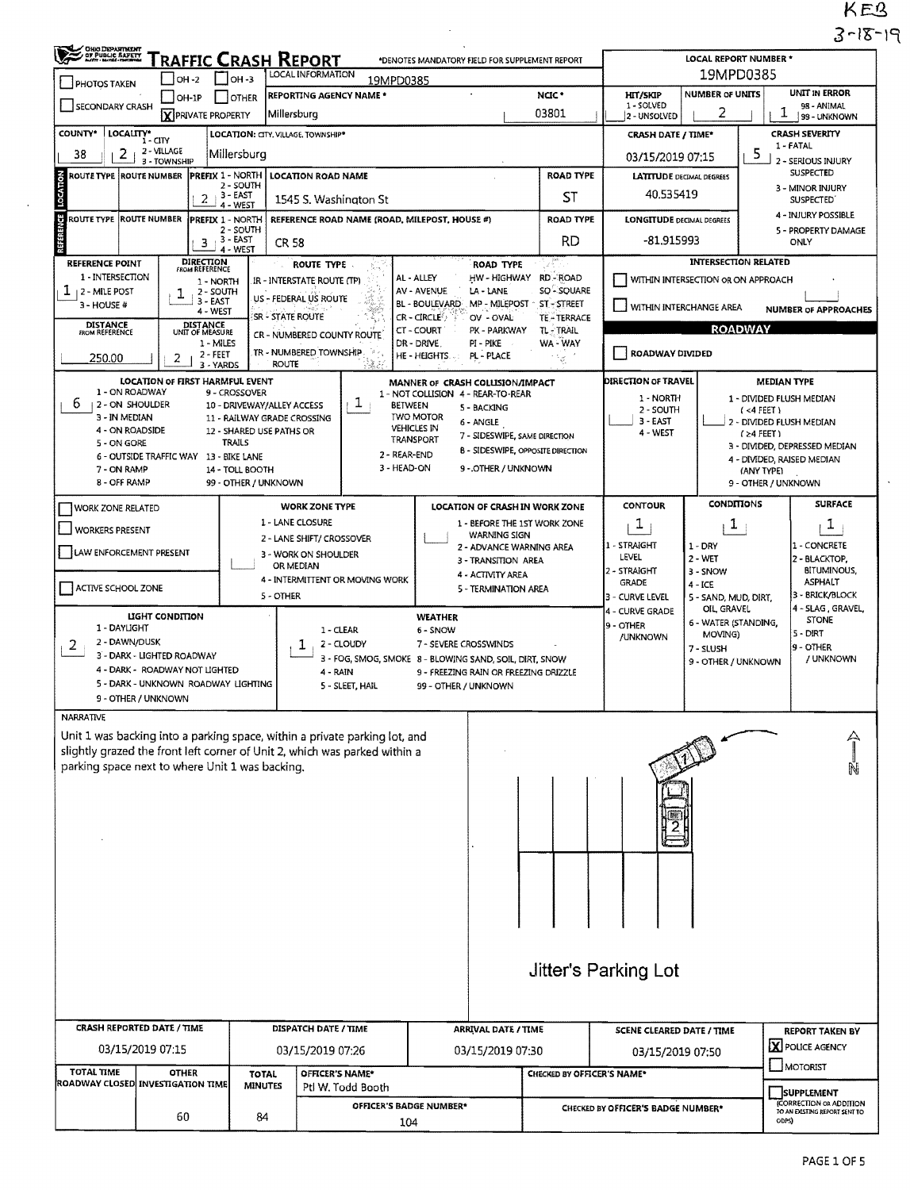KEB
3-18-19

# TRAFFIC CRASH REPORT

Ohio Department of Public Safety

*DENOTES MANDATORY FIELD FOR SUPPLEMENT REPORT

| | |
|---|---|
| LOCAL REPORT NUMBER * | 19MPD0385 |
| LOCAL INFORMATION | 19MPD0385 |
| PHOTOS TAKEN | ☐ OH-2 ☐ OH-3 ☐ OH-1P ☐ OTHER |
| SECONDARY CRASH | ☒ PRIVATE PROPERTY |
| REPORTING AGENCY NAME * | Millersburg |
| NCIC * | 03801 |
| HIT/SKIP (1 - SOLVED, 2 - UNSOLVED) | |
| NUMBER OF UNITS | 2 |
| UNIT IN ERROR (98 - ANIMAL, 99 - UNKNOWN) | 1 |
| COUNTY* | 38 |
| LOCALITY* (1 - CITY, 2 - VILLAGE, 3 - TOWNSHIP) | 2 |
| LOCATION: CITY, VILLAGE, TOWNSHIP* | Millersburg |
| CRASH DATE / TIME* | 03/15/2019 07:15 |
| CRASH SEVERITY (1 - FATAL, 2 - SERIOUS INJURY SUSPECTED, 3 - MINOR INJURY SUSPECTED, 4 - INJURY POSSIBLE, 5 - PROPERTY DAMAGE ONLY) | 5 |

## LOCATION

| ROUTE TYPE | ROUTE NUMBER | PREFIX (1 - NORTH, 2 - SOUTH, 3 - EAST, 4 - WEST) | LOCATION ROAD NAME | ROAD TYPE | LATITUDE DECIMAL DEGREES |
|---|---|---|---|---|---|
| | | 2 | 1545 S. Washington St | ST | 40.535419 |

## REFERENCE

| ROUTE TYPE | ROUTE NUMBER | PREFIX | REFERENCE ROAD NAME (ROAD, MILEPOST, HOUSE #) | ROAD TYPE | LONGITUDE DECIMAL DEGREES |
|---|---|---|---|---|---|
| | | 3 | CR 58 | RD | -81.915993 |

| Field | Value |
|---|---|
| REFERENCE POINT (1 - INTERSECTION, 2 - MILE POST, 3 - HOUSE #) | 1 |
| DIRECTION FROM REFERENCE (1 - NORTH, 2 - SOUTH, 3 - EAST, 4 - WEST) | 1 |
| DISTANCE FROM REFERENCE | 250.00 |
| DISTANCE UNIT OF MEASURE (1 - MILES, 2 - FEET, 3 - YARDS) | 2 |

ROUTE TYPE: IR - INTERSTATE ROUTE (TP), US - FEDERAL US ROUTE, SR - STATE ROUTE, CR - NUMBERED COUNTY ROUTE, TR - NUMBERED TOWNSHIP ROUTE

ROAD TYPE: AL - ALLEY, AV - AVENUE, BL - BOULEVARD, CR - CIRCLE, CT - COURT, DR - DRIVE, HE - HEIGHTS, HW - HIGHWAY, LA - LANE, MP - MILEPOST, OV - OVAL, PK - PARKWAY, PI - PIKE, PL - PLACE, RD - ROAD, SQ - SQUARE, ST - STREET, TE - TERRACE, TL - TRAIL, WA - WAY

INTERSECTION RELATED: ☐ WITHIN INTERSECTION OR ON APPROACH ☐ WITHIN INTERCHANGE AREA — NUMBER OF APPROACHES:

## ROADWAY

☐ ROADWAY DIVIDED

| Field | Value |
|---|---|
| LOCATION OF FIRST HARMFUL EVENT | 6 |
| MANNER OF CRASH COLLISION/IMPACT | 1 |
| DIRECTION OF TRAVEL | |
| MEDIAN TYPE | |

LOCATION OF FIRST HARMFUL EVENT: 1 - ON ROADWAY, 2 - ON SHOULDER, 3 - IN MEDIAN, 4 - ON ROADSIDE, 5 - ON GORE, 6 - OUTSIDE TRAFFIC WAY, 7 - ON RAMP, 8 - OFF RAMP, 9 - CROSSOVER, 10 - DRIVEWAY/ALLEY ACCESS, 11 - RAILWAY GRADE CROSSING, 12 - SHARED USE PATHS OR TRAILS, 13 - BIKE LANE, 14 - TOLL BOOTH, 99 - OTHER / UNKNOWN

MANNER OF CRASH COLLISION/IMPACT: 1 - NOT COLLISION BETWEEN TWO MOTOR VEHICLES IN TRANSPORT, 2 - REAR-END, 3 - HEAD-ON, 4 - REAR-TO-REAR, 5 - BACKING, 6 - ANGLE, 7 - SIDESWIPE, SAME DIRECTION, 8 - SIDESWIPE, OPPOSITE DIRECTION, 9 - OTHER / UNKNOWN

DIRECTION OF TRAVEL: 1 - NORTH, 2 - SOUTH, 3 - EAST, 4 - WEST

MEDIAN TYPE: 1 - DIVIDED FLUSH MEDIAN (<4 FEET), 2 - DIVIDED FLUSH MEDIAN (≥4 FEET), 3 - DIVIDED, DEPRESSED MEDIAN, 4 - DIVIDED, RAISED MEDIAN (ANY TYPE), 9 - OTHER / UNKNOWN

## WORK ZONE

☐ WORK ZONE RELATED ☐ WORKERS PRESENT ☐ LAW ENFORCEMENT PRESENT ☐ ACTIVE SCHOOL ZONE

WORK ZONE TYPE: 1 - LANE CLOSURE, 2 - LANE SHIFT/ CROSSOVER, 3 - WORK ON SHOULDER OR MEDIAN, 4 - INTERMITTENT OR MOVING WORK, 5 - OTHER

LOCATION OF CRASH IN WORK ZONE: 1 - BEFORE THE 1ST WORK ZONE WARNING SIGN, 2 - ADVANCE WARNING AREA, 3 - TRANSITION AREA, 4 - ACTIVITY AREA, 5 - TERMINATION AREA

| CONTOUR | CONDITIONS | SURFACE |
|---|---|---|
| 1 | 1 | 1 |

CONTOUR: 1 - STRAIGHT LEVEL, 2 - STRAIGHT GRADE, 3 - CURVE LEVEL, 4 - CURVE GRADE, 9 - OTHER /UNKNOWN

CONDITIONS: 1 - DRY, 2 - WET, 3 - SNOW, 4 - ICE, 5 - SAND, MUD, DIRT, OIL, GRAVEL, 6 - WATER (STANDING, MOVING), 7 - SLUSH, 9 - OTHER / UNKNOWN

SURFACE: 1 - CONCRETE, 2 - BLACKTOP, BITUMINOUS, ASPHALT, 3 - BRICK/BLOCK, 4 - SLAG, GRAVEL, STONE, 5 - DIRT, 9 - OTHER / UNKNOWN

| LIGHT CONDITION | WEATHER |
|---|---|
| 2 | 1 |

LIGHT CONDITION: 1 - DAYLIGHT, 2 - DAWN/DUSK, 3 - DARK - LIGHTED ROADWAY, 4 - DARK - ROADWAY NOT LIGHTED, 5 - DARK - UNKNOWN ROADWAY LIGHTING, 9 - OTHER / UNKNOWN

WEATHER: 1 - CLEAR, 2 - CLOUDY, 3 - FOG, SMOG, SMOKE, 4 - RAIN, 5 - SLEET, HAIL, 6 - SNOW, 7 - SEVERE CROSSWINDS, 8 - BLOWING SAND, SOIL, DIRT, SNOW, 9 - FREEZING RAIN OR FREEZING DRIZZLE, 99 - OTHER / UNKNOWN

## NARRATIVE

Unit 1 was backing into a parking space, within a private parking lot, and slightly grazed the front left corner of Unit 2, which was parked within a parking space next to where Unit 1 was backing.

Jitter's Parking Lot

| CRASH REPORTED DATE / TIME | DISPATCH DATE / TIME | ARRIVAL DATE / TIME | SCENE CLEARED DATE / TIME | REPORT TAKEN BY |
|---|---|---|---|---|
| 03/15/2019 07:15 | 03/15/2019 07:26 | 03/15/2019 07:30 | 03/15/2019 07:50 | ☒ POLICE AGENCY ☐ MOTORIST |

| TOTAL TIME ROADWAY CLOSED | OTHER INVESTIGATION TIME | TOTAL MINUTES | OFFICER'S NAME* | CHECKED BY OFFICER'S NAME* | |
|---|---|---|---|---|---|
| | 60 | 84 | Ptl W. Todd Booth | | ☐ SUPPLEMENT (CORRECTION OR ADDITION TO AN EXISTING REPORT SENT TO ODPS) |
| | | | OFFICER'S BADGE NUMBER*: 104 | CHECKED BY OFFICER'S BADGE NUMBER*: | |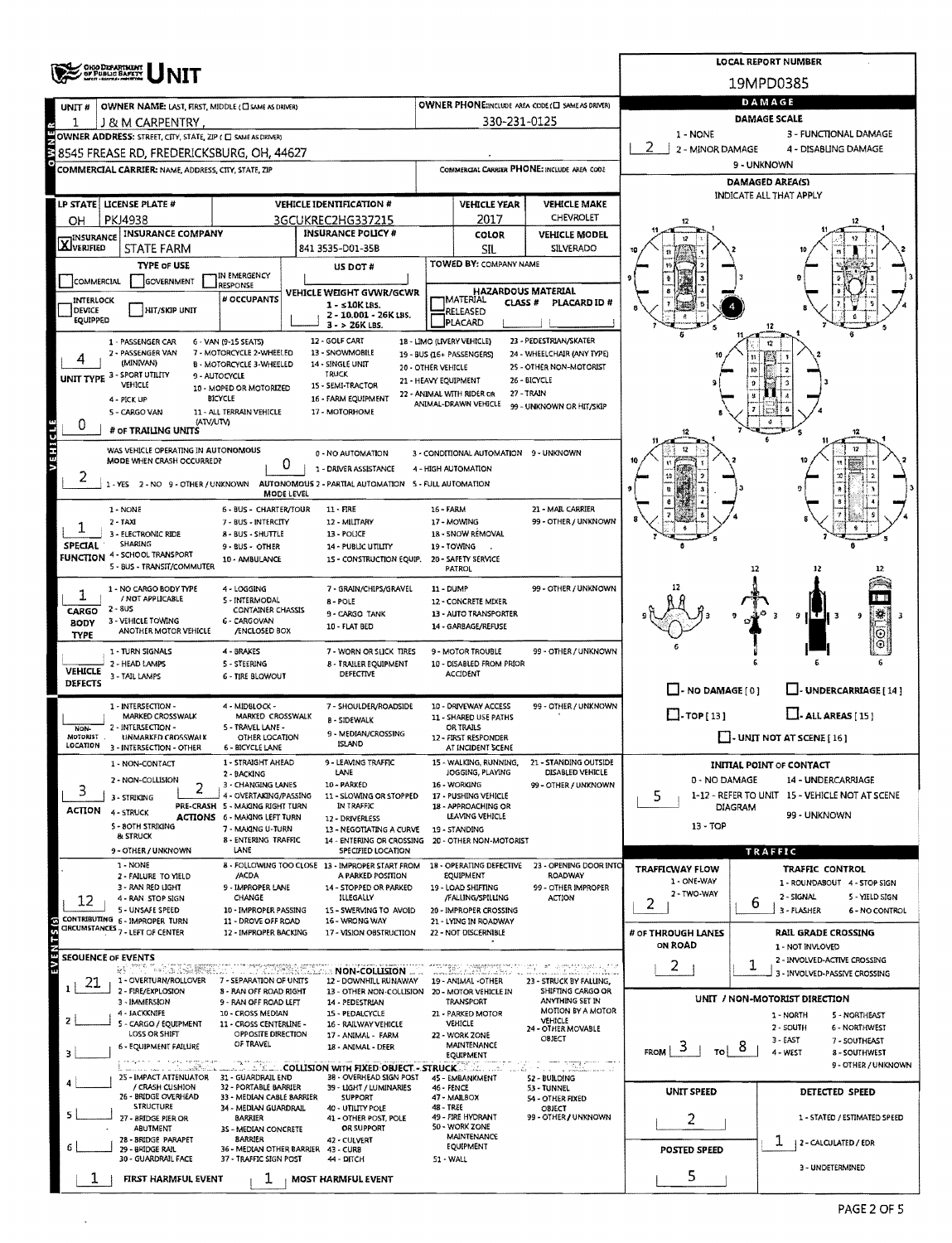# UNIT

**LOCAL REPORT NUMBER:** 19MPD0385

## OWNER

| UNIT # | OWNER NAME: LAST, FIRST, MIDDLE | OWNER PHONE |
|---|---|---|
| 1 | J & M CARPENTRY | 330-231-0125 |

**OWNER ADDRESS:** 8545 FREASE RD, FREDERICKSBURG, OH, 44627

**COMMERCIAL CARRIER:** NAME, ADDRESS, CITY, STATE, ZIP

**COMMERCIAL CARRIER PHONE:** INCLUDE AREA CODE

## VEHICLE

| LP STATE | LICENSE PLATE # | VEHICLE IDENTIFICATION # | VEHICLE YEAR | VEHICLE MAKE |
|---|---|---|---|---|
| OH | PKJ4938 | 3GCUKREC2HG337215 | 2017 | CHEVROLET |

| INSURANCE | INSURANCE COMPANY | INSURANCE POLICY # | COLOR | VEHICLE MODEL |
|---|---|---|---|---|
| X VERIFIED | STATE FARM | 841 3535-D01-35B | SIL | SILVERADO |

**TYPE OF USE:** COMMERCIAL / GOVERNMENT / IN EMERGENCY RESPONSE

**US DOT #:**

**TOWED BY:** COMPANY NAME

**INTERLOCK DEVICE EQUIPPED / HIT/SKIP UNIT**

**# OCCUPANTS:**

**VEHICLE WEIGHT GVWR/GCWR:** 1 - ≤10K LBS. 2 - 10.001 - 26K LBS. 3 - > 26K LBS.

**HAZARDOUS MATERIAL:** MATERIAL RELEASED / PLACARD — CLASS # — PLACARD ID #

**UNIT TYPE:** 4
1 - PASSENGER CAR, 2 - PASSENGER VAN (MINIVAN), 3 - SPORT UTILITY VEHICLE, 4 - PICK UP, 5 - CARGO VAN, 6 - VAN (9-15 SEATS), 7 - MOTORCYCLE 2-WHEELED, 8 - MOTORCYCLE 3-WHEELED, 9 - AUTOCYCLE, 10 - MOPED OR MOTORIZED BICYCLE, 11 - ALL TERRAIN VEHICLE (ATV/UTV), 12 - GOLF CART, 13 - SNOWMOBILE, 14 - SINGLE UNIT TRUCK, 15 - SEMI-TRACTOR, 16 - FARM EQUIPMENT, 17 - MOTORHOME, 18 - LIMO (LIVERY VEHICLE), 19 - BUS (16+ PASSENGERS), 20 - OTHER VEHICLE, 21 - HEAVY EQUIPMENT, 22 - ANIMAL WITH RIDER OR ANIMAL-DRAWN VEHICLE, 23 - PEDESTRIAN/SKATER, 24 - WHEELCHAIR (ANY TYPE), 25 - OTHER NON-MOTORIST, 26 - BICYCLE, 27 - TRAIN, 99 - UNKNOWN OR HIT/SKIP

**# OF TRAILING UNITS:** 0

**WAS VEHICLE OPERATING IN AUTONOMOUS MODE WHEN CRASH OCCURRED?** 2
1 - YES 2 - NO 9 - OTHER / UNKNOWN

**AUTONOMOUS MODE LEVEL:** 0
0 - NO AUTOMATION, 1 - DRIVER ASSISTANCE, 2 - PARTIAL AUTOMATION, 3 - CONDITIONAL AUTOMATION, 4 - HIGH AUTOMATION, 5 - FULL AUTOMATION, 9 - UNKNOWN

**SPECIAL FUNCTION:** 1
1 - NONE, 2 - TAXI, 3 - ELECTRONIC RIDE SHARING, 4 - SCHOOL TRANSPORT, 5 - BUS - TRANSIT/COMMUTER, 6 - BUS - CHARTER/TOUR, 7 - BUS - INTERCITY, 8 - BUS - SHUTTLE, 9 - BUS - OTHER, 10 - AMBULANCE, 11 - FIRE, 12 - MILITARY, 13 - POLICE, 14 - PUBLIC UTILITY, 15 - CONSTRUCTION EQUIP., 16 - FARM, 17 - MOWING, 18 - SNOW REMOVAL, 19 - TOWING, 20 - SAFETY SERVICE PATROL, 21 - MAIL CARRIER, 99 - OTHER / UNKNOWN

**CARGO BODY TYPE:** 1
1 - NO CARGO BODY TYPE / NOT APPLICABLE, 2 - BUS, 3 - VEHICLE TOWING ANOTHER MOTOR VEHICLE, 4 - LOGGING, 5 - INTERMODAL CONTAINER CHASSIS, 6 - CARGOVAN /ENCLOSED BOX, 7 - GRAIN/CHIPS/GRAVEL, 8 - POLE, 9 - CARGO TANK, 10 - FLAT BED, 11 - DUMP, 12 - CONCRETE MIXER, 13 - AUTO TRANSPORTER, 14 - GARBAGE/REFUSE, 99 - OTHER / UNKNOWN

**VEHICLE DEFECTS:**
1 - TURN SIGNALS, 2 - HEAD LAMPS, 3 - TAIL LAMPS, 4 - BRAKES, 5 - STEERING, 6 - TIRE BLOWOUT, 7 - WORN OR SLICK TIRES, 8 - TRAILER EQUIPMENT DEFECTIVE, 9 - MOTOR TROUBLE, 10 - DISABLED FROM PRIOR ACCIDENT, 99 - OTHER / UNKNOWN

**NON-MOTORIST LOCATION:**
1 - INTERSECTION - MARKED CROSSWALK, 2 - INTERSECTION - UNMARKED CROSSWALK, 3 - INTERSECTION - OTHER, 4 - MIDBLOCK - MARKED CROSSWALK, 5 - TRAVEL LANE - OTHER LOCATION, 6 - BICYCLE LANE, 7 - SHOULDER/ROADSIDE, 8 - SIDEWALK, 9 - MEDIAN/CROSSING ISLAND, 10 - DRIVEWAY ACCESS, 11 - SHARED USE PATHS OR TRAILS, 12 - FIRST RESPONDER AT INCIDENT SCENE, 99 - OTHER / UNKNOWN

**ACTION:** 3
1 - NON-CONTACT, 2 - NON-COLLISION, 3 - STRIKING, 4 - STRUCK, 5 - BOTH STRIKING & STRUCK, 9 - OTHER / UNKNOWN

**PRE-CRASH ACTIONS:** 2
1 - STRAIGHT AHEAD, 2 - BACKING, 3 - CHANGING LANES, 4 - OVERTAKING/PASSING, 5 - MAKING RIGHT TURN, 6 - MAKING LEFT TURN, 7 - MAKING U-TURN, 8 - ENTERING TRAFFIC LANE, 9 - LEAVING TRAFFIC LANE, 10 - PARKED, 11 - SLOWING OR STOPPED IN TRAFFIC, 12 - DRIVERLESS, 13 - NEGOTIATING A CURVE, 14 - ENTERING OR CROSSING SPECIFIED LOCATION, 15 - WALKING, RUNNING, JOGGING, PLAYING, 16 - WORKING, 17 - PUSHING VEHICLE, 18 - APPROACHING OR LEAVING VEHICLE, 19 - STANDING, 20 - OTHER NON-MOTORIST, 21 - STANDING OUTSIDE DISABLED VEHICLE, 99 - OTHER / UNKNOWN

**CONTRIBUTING CIRCUMSTANCES:** 12
1 - NONE, 2 - FAILURE TO YIELD, 3 - RAN RED LIGHT, 4 - RAN STOP SIGN, 5 - UNSAFE SPEED, 6 - IMPROPER TURN, 7 - LEFT OF CENTER, 8 - FOLLOWING TOO CLOSE /ACDA, 9 - IMPROPER LANE CHANGE, 10 - IMPROPER PASSING, 11 - DROVE OFF ROAD, 12 - IMPROPER BACKING, 13 - IMPROPER START FROM A PARKED POSITION, 14 - STOPPED OR PARKED ILLEGALLY, 15 - SWERVING TO AVOID, 16 - WRONG WAY, 17 - VISION OBSTRUCTION, 18 - OPERATING DEFECTIVE EQUIPMENT, 19 - LOAD SHIFTING /FALLING/SPILLING, 20 - IMPROPER CROSSING, 21 - LYING IN ROADWAY, 22 - NOT DISCERNIBLE, 23 - OPENING DOOR INTO ROADWAY, 99 - OTHER IMPROPER ACTION

## EVENTS

**SEQUENCE OF EVENTS:**
1. 21
2.
3.
4.
5.
6.

NON-COLLISION: 1 - OVERTURN/ROLLOVER, 2 - FIRE/EXPLOSION, 3 - IMMERSION, 4 - JACKKNIFE, 5 - CARGO / EQUIPMENT LOSS OR SHIFT, 6 - EQUIPMENT FAILURE, 7 - SEPARATION OF UNITS, 8 - RAN OFF ROAD RIGHT, 9 - RAN OFF ROAD LEFT, 10 - CROSS MEDIAN, 11 - CROSS CENTERLINE - OPPOSITE DIRECTION OF TRAVEL, 12 - DOWNHILL RUNAWAY, 13 - OTHER NON-COLLISION, 14 - PEDESTRIAN, 15 - PEDALCYCLE, 16 - RAILWAY VEHICLE, 17 - ANIMAL - FARM, 18 - ANIMAL - DEER, 19 - ANIMAL -OTHER, 20 - MOTOR VEHICLE IN TRANSPORT, 21 - PARKED MOTOR VEHICLE, 22 - WORK ZONE MAINTENANCE EQUIPMENT, 23 - STRUCK BY FALLING, SHIFTING CARGO OR ANYTHING SET IN MOTION BY A MOTOR VEHICLE, 24 - OTHER MOVABLE OBJECT

COLLISION WITH FIXED OBJECT - STRUCK: 25 - IMPACT ATTENUATOR / CRASH CUSHION, 26 - BRIDGE OVERHEAD STRUCTURE, 27 - BRIDGE PIER OR ABUTMENT, 28 - BRIDGE PARAPET, 29 - BRIDGE RAIL, 30 - GUARDRAIL FACE, 31 - GUARDRAIL END, 32 - PORTABLE BARRIER, 33 - MEDIAN CABLE BARRIER, 34 - MEDIAN GUARDRAIL BARRIER, 35 - MEDIAN CONCRETE BARRIER, 36 - MEDIAN OTHER BARRIER, 37 - TRAFFIC SIGN POST, 38 - OVERHEAD SIGN POST, 39 - LIGHT / LUMINARIES SUPPORT, 40 - UTILITY POLE, 41 - OTHER POST, POLE OR SUPPORT, 42 - CULVERT, 43 - CURB, 44 - DITCH, 45 - EMBANKMENT, 46 - FENCE, 47 - MAILBOX, 48 - TREE, 49 - FIRE HYDRANT, 50 - WORK ZONE MAINTENANCE EQUIPMENT, 51 - WALL, 52 - BUILDING, 53 - TUNNEL, 54 - OTHER FIXED OBJECT, 99 - OTHER / UNKNOWN

**FIRST HARMFUL EVENT:** 1

**MOST HARMFUL EVENT:** 1

## DAMAGE

**DAMAGE SCALE:** 2
1 - NONE, 2 - MINOR DAMAGE, 3 - FUNCTIONAL DAMAGE, 4 - DISABLING DAMAGE, 9 - UNKNOWN

**DAMAGED AREA(S):** INDICATE ALL THAT APPLY — 4

- NO DAMAGE [0]
- UNDERCARRIAGE [14]
- TOP [13]
- ALL AREAS [15]
- UNIT NOT AT SCENE [16]

**INITIAL POINT OF CONTACT:** 5
0 - NO DAMAGE, 1-12 - REFER TO UNIT DIAGRAM, 13 - TOP, 14 - UNDERCARRIAGE, 15 - VEHICLE NOT AT SCENE, 99 - UNKNOWN

## TRAFFIC

**TRAFFICWAY FLOW:** 2
1 - ONE-WAY, 2 - TWO-WAY

**TRAFFIC CONTROL:** 6
1 - ROUNDABOUT, 2 - SIGNAL, 3 - FLASHER, 4 - STOP SIGN, 5 - YIELD SIGN, 6 - NO CONTROL

**# OF THROUGH LANES ON ROAD:** 2

**RAIL GRADE CROSSING:** 1
1 - NOT INVLOVED, 2 - INVOLVED-ACTIVE CROSSING, 3 - INVOLVED-PASSIVE CROSSING

**UNIT / NON-MOTORIST DIRECTION:** FROM 3 TO 8
1 - NORTH, 2 - SOUTH, 3 - EAST, 4 - WEST, 5 - NORTHEAST, 6 - NORTHWEST, 7 - SOUTHEAST, 8 - SOUTHWEST, 9 - OTHER / UNKNOWN

**UNIT SPEED:** 2

**DETECTED SPEED:** 1
1 - STATED / ESTIMATED SPEED, 2 - CALCULATED / EDR, 3 - UNDETERMINED

**POSTED SPEED:** 5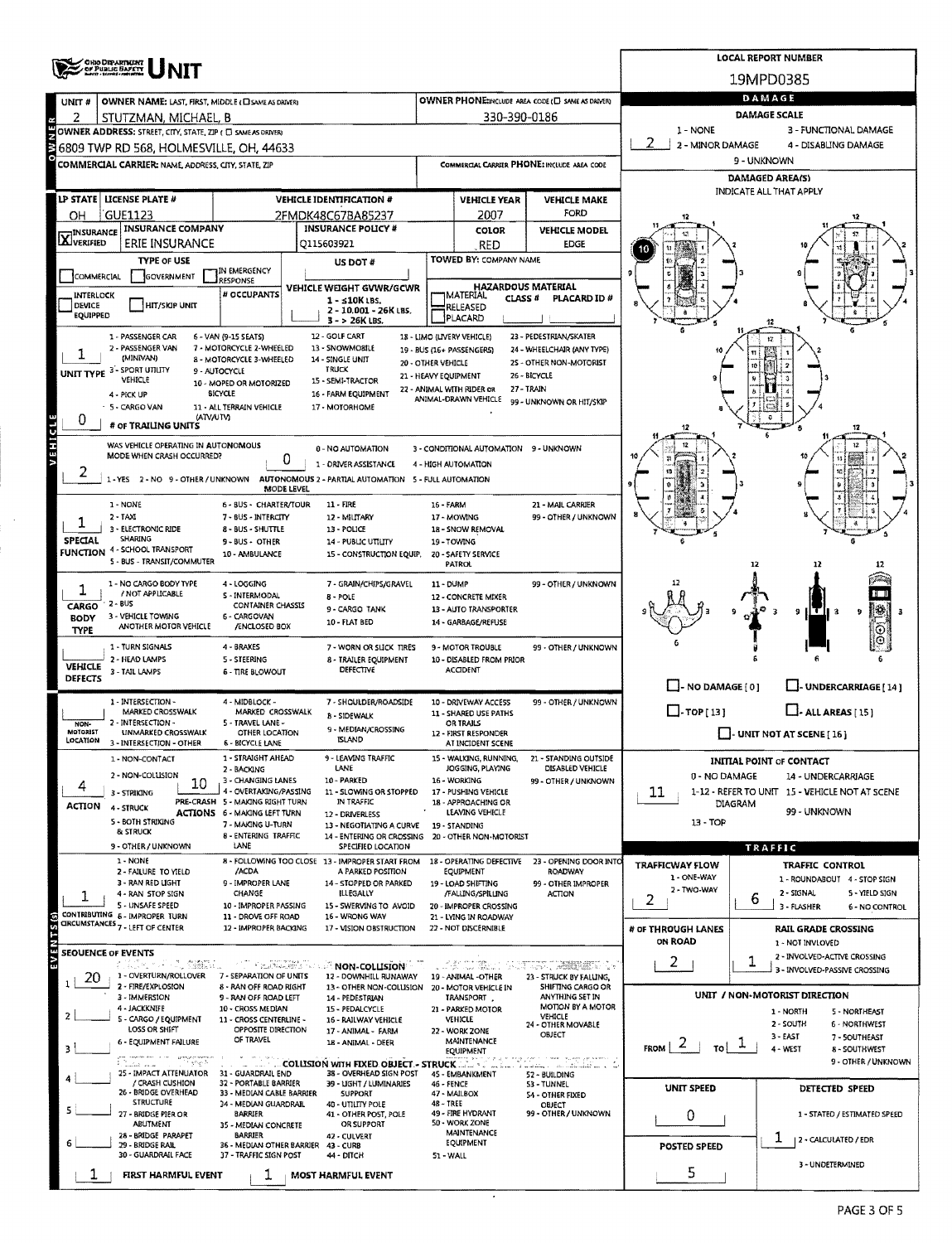# OHIO DEPARTMENT OF PUBLIC SAFETY UNIT

**LOCAL REPORT NUMBER:** 19MPD0385

## OWNER

| UNIT # | OWNER NAME: LAST, FIRST, MIDDLE (☐ SAME AS DRIVER) | OWNER PHONE: INCLUDE AREA CODE (☐ SAME AS DRIVER) |
|---|---|---|
| 2 | STUTZMAN, MICHAEL, B | 330-390-0186 |

**OWNER ADDRESS:** STREET, CITY, STATE, ZIP (☐ SAME AS DRIVER)
6809 TWP RD 568, HOLMESVILLE, OH, 44633

**COMMERCIAL CARRIER:** NAME, ADDRESS, CITY, STATE, ZIP

**COMMERCIAL CARRIER PHONE:** INCLUDE AREA CODE

## DAMAGE

**DAMAGE SCALE:** 2
1 - NONE; 2 - MINOR DAMAGE; 3 - FUNCTIONAL DAMAGE; 4 - DISABLING DAMAGE; 9 - UNKNOWN

**DAMAGED AREA(S)** — INDICATE ALL THAT APPLY: 10

☐ NO DAMAGE [0] ☐ UNDERCARRIAGE [14] ☐ TOP [13] ☐ ALL AREAS [15] ☐ UNIT NOT AT SCENE [16]

## VEHICLE

| LP STATE | LICENSE PLATE # | VEHICLE IDENTIFICATION # | VEHICLE YEAR | VEHICLE MAKE |
|---|---|---|---|---|
| OH | GUE1123 | 2FMDK48C67BA85237 | 2007 | FORD |

| INSURANCE VERIFIED | INSURANCE COMPANY | INSURANCE POLICY # | COLOR | VEHICLE MODEL |
|---|---|---|---|---|
| X | ERIE INSURANCE | Q115603921 | RED | EDGE |

**TYPE OF USE:** ☐ COMMERCIAL ☐ GOVERNMENT ☐ IN EMERGENCY RESPONSE
**US DOT #:**
**TOWED BY:** COMPANY NAME
☐ INTERLOCK DEVICE EQUIPPED ☐ HIT/SKIP UNIT
**# OCCUPANTS:**
**VEHICLE WEIGHT GVWR/GCWR:** 1 - ≤10K LBS.; 2 - 10.001 - 26K LBS.; 3 - > 26K LBS.
**HAZARDOUS MATERIAL:** ☐ MATERIAL RELEASED ☐ PLACARD; CLASS #; PLACARD ID #

**UNIT TYPE:** 1
1 - PASSENGER CAR; 2 - PASSENGER VAN (MINIVAN); 3 - SPORT UTILITY VEHICLE; 4 - PICK UP; 5 - CARGO VAN; 6 - VAN (9-15 SEATS); 7 - MOTORCYCLE 2-WHEELED; 8 - MOTORCYCLE 3-WHEELED; 9 - AUTOCYCLE; 10 - MOPED OR MOTORIZED BICYCLE; 11 - ALL TERRAIN VEHICLE (ATV/UTV); 12 - GOLF CART; 13 - SNOWMOBILE; 14 - SINGLE UNIT TRUCK; 15 - SEMI-TRACTOR; 16 - FARM EQUIPMENT; 17 - MOTORHOME; 18 - LIMO (LIVERY VEHICLE); 19 - BUS (16+ PASSENGERS); 20 - OTHER VEHICLE; 21 - HEAVY EQUIPMENT; 22 - ANIMAL WITH RIDER OR ANIMAL-DRAWN VEHICLE; 23 - PEDESTRIAN/SKATER; 24 - WHEELCHAIR (ANY TYPE); 25 - OTHER NON-MOTORIST; 26 - BICYCLE; 27 - TRAIN; 99 - UNKNOWN OR HIT/SKIP

**# OF TRAILING UNITS:** 0

**WAS VEHICLE OPERATING IN AUTONOMOUS MODE WHEN CRASH OCCURRED?** 2
1 - YES 2 - NO 9 - OTHER / UNKNOWN

**AUTONOMOUS MODE LEVEL:** 0
0 - NO AUTOMATION; 1 - DRIVER ASSISTANCE; 2 - PARTIAL AUTOMATION; 3 - CONDITIONAL AUTOMATION; 4 - HIGH AUTOMATION; 5 - FULL AUTOMATION; 9 - UNKNOWN

**SPECIAL FUNCTION:** 1
1 - NONE; 2 - TAXI; 3 - ELECTRONIC RIDE SHARING; 4 - SCHOOL TRANSPORT; 5 - BUS - TRANSIT/COMMUTER; 6 - BUS - CHARTER/TOUR; 7 - BUS - INTERCITY; 8 - BUS - SHUTTLE; 9 - BUS - OTHER; 10 - AMBULANCE; 11 - FIRE; 12 - MILITARY; 13 - POLICE; 14 - PUBLIC UTILITY; 15 - CONSTRUCTION EQUIP.; 16 - FARM; 17 - MOWING; 18 - SNOW REMOVAL; 19 - TOWING; 20 - SAFETY SERVICE PATROL; 21 - MAIL CARRIER; 99 - OTHER / UNKNOWN

**CARGO BODY TYPE:** 1
1 - NO CARGO BODY TYPE / NOT APPLICABLE; 2 - BUS; 3 - VEHICLE TOWING ANOTHER MOTOR VEHICLE; 4 - LOGGING; 5 - INTERMODAL CONTAINER CHASSIS; 6 - CARGOVAN /ENCLOSED BOX; 7 - GRAIN/CHIPS/GRAVEL; 8 - POLE; 9 - CARGO TANK; 10 - FLAT BED; 11 - DUMP; 12 - CONCRETE MIXER; 13 - AUTO TRANSPORTER; 14 - GARBAGE/REFUSE; 99 - OTHER / UNKNOWN

**VEHICLE DEFECTS:**
1 - TURN SIGNALS; 2 - HEAD LAMPS; 3 - TAIL LAMPS; 4 - BRAKES; 5 - STEERING; 6 - TIRE BLOWOUT; 7 - WORN OR SLICK TIRES; 8 - TRAILER EQUIPMENT DEFECTIVE; 9 - MOTOR TROUBLE; 10 - DISABLED FROM PRIOR ACCIDENT; 99 - OTHER / UNKNOWN

**NON-MOTORIST LOCATION:**
1 - INTERSECTION - MARKED CROSSWALK; 2 - INTERSECTION - UNMARKED CROSSWALK; 3 - INTERSECTION - OTHER; 4 - MIDBLOCK - MARKED CROSSWALK; 5 - TRAVEL LANE - OTHER LOCATION; 6 - BICYCLE LANE; 7 - SHOULDER/ROADSIDE; 8 - SIDEWALK; 9 - MEDIAN/CROSSING ISLAND; 10 - DRIVEWAY ACCESS; 11 - SHARED USE PATHS OR TRAILS; 12 - FIRST RESPONDER AT INCIDENT SCENE; 99 - OTHER / UNKNOWN

**ACTION:** 4
1 - NON-CONTACT; 2 - NON-COLLISION; 3 - STRIKING; 4 - STRUCK; 5 - BOTH STRIKING & STRUCK; 9 - OTHER / UNKNOWN

**PRE-CRASH ACTIONS:** 10
1 - STRAIGHT AHEAD; 2 - BACKING; 3 - CHANGING LANES; 4 - OVERTAKING/PASSING; 5 - MAKING RIGHT TURN; 6 - MAKING LEFT TURN; 7 - MAKING U-TURN; 8 - ENTERING TRAFFIC LANE; 9 - LEAVING TRAFFIC LANE; 10 - PARKED; 11 - SLOWING OR STOPPED IN TRAFFIC; 12 - DRIVERLESS; 13 - NEGOTIATING A CURVE; 14 - ENTERING OR CROSSING SPECIFIED LOCATION; 15 - WALKING, RUNNING, JOGGING, PLAYING; 16 - WORKING; 17 - PUSHING VEHICLE; 18 - APPROACHING OR LEAVING VEHICLE; 19 - STANDING; 20 - OTHER NON-MOTORIST; 21 - STANDING OUTSIDE DISABLED VEHICLE; 99 - OTHER / UNKNOWN

**CONTRIBUTING CIRCUMSTANCES:** 1
1 - NONE; 2 - FAILURE TO YIELD; 3 - RAN RED LIGHT; 4 - RAN STOP SIGN; 5 - UNSAFE SPEED; 6 - IMPROPER TURN; 7 - LEFT OF CENTER; 8 - FOLLOWING TOO CLOSE /ACDA; 9 - IMPROPER LANE CHANGE; 10 - IMPROPER PASSING; 11 - DROVE OFF ROAD; 12 - IMPROPER BACKING; 13 - IMPROPER START FROM A PARKED POSITION; 14 - STOPPED OR PARKED ILLEGALLY; 15 - SWERVING TO AVOID; 16 - WRONG WAY; 17 - VISION OBSTRUCTION; 18 - OPERATING DEFECTIVE EQUIPMENT; 19 - LOAD SHIFTING /FALLING/SPILLING; 20 - IMPROPER CROSSING; 21 - LYING IN ROADWAY; 22 - NOT DISCERNIBLE; 23 - OPENING DOOR INTO ROADWAY; 99 - OTHER IMPROPER ACTION

## EVENTS

**SEQUENCE OF EVENTS:** 1: 20; 2: ; 3: ; 4: ; 5: ; 6:

**NON-COLLISION:** 1 - OVERTURN/ROLLOVER; 2 - FIRE/EXPLOSION; 3 - IMMERSION; 4 - JACKKNIFE; 5 - CARGO / EQUIPMENT LOSS OR SHIFT; 6 - EQUIPMENT FAILURE; 7 - SEPARATION OF UNITS; 8 - RAN OFF ROAD RIGHT; 9 - RAN OFF ROAD LEFT; 10 - CROSS MEDIAN; 11 - CROSS CENTERLINE - OPPOSITE DIRECTION OF TRAVEL; 12 - DOWNHILL RUNAWAY; 13 - OTHER NON-COLLISION; 14 - PEDESTRIAN; 15 - PEDALCYCLE; 16 - RAILWAY VEHICLE; 17 - ANIMAL - FARM; 18 - ANIMAL - DEER; 19 - ANIMAL -OTHER; 20 - MOTOR VEHICLE IN TRANSPORT; 21 - PARKED MOTOR VEHICLE; 22 - WORK ZONE MAINTENANCE EQUIPMENT; 23 - STRUCK BY FALLING, SHIFTING CARGO OR ANYTHING SET IN MOTION BY A MOTOR VEHICLE; 24 - OTHER MOVABLE OBJECT

**COLLISION WITH FIXED OBJECT - STRUCK:** 25 - IMPACT ATTENUATOR / CRASH CUSHION; 26 - BRIDGE OVERHEAD STRUCTURE; 27 - BRIDGE PIER OR ABUTMENT; 28 - BRIDGE PARAPET; 29 - BRIDGE RAIL; 30 - GUARDRAIL FACE; 31 - GUARDRAIL END; 32 - PORTABLE BARRIER; 33 - MEDIAN CABLE BARRIER; 34 - MEDIAN GUARDRAIL BARRIER; 35 - MEDIAN CONCRETE BARRIER; 36 - MEDIAN OTHER BARRIER; 37 - TRAFFIC SIGN POST; 38 - OVERHEAD SIGN POST; 39 - LIGHT / LUMINARIES SUPPORT; 40 - UTILITY POLE; 41 - OTHER POST, POLE OR SUPPORT; 42 - CULVERT; 43 - CURB; 44 - DITCH; 45 - EMBANKMENT; 46 - FENCE; 47 - MAILBOX; 48 - TREE; 49 - FIRE HYDRANT; 50 - WORK ZONE MAINTENANCE EQUIPMENT; 51 - WALL; 52 - BUILDING; 53 - TUNNEL; 54 - OTHER FIXED OBJECT; 99 - OTHER / UNKNOWN

**FIRST HARMFUL EVENT:** 1 **MOST HARMFUL EVENT:** 1

## INITIAL POINT OF CONTACT

**11**
0 - NO DAMAGE; 1-12 - REFER TO UNIT DIAGRAM; 13 - TOP; 14 - UNDERCARRIAGE; 15 - VEHICLE NOT AT SCENE; 99 - UNKNOWN

## TRAFFIC

**TRAFFICWAY FLOW:** 2 (1 - ONE-WAY; 2 - TWO-WAY)

**TRAFFIC CONTROL:** 6
1 - ROUNDABOUT; 2 - SIGNAL; 3 - FLASHER; 4 - STOP SIGN; 5 - YIELD SIGN; 6 - NO CONTROL

**# OF THROUGH LANES ON ROAD:** 2

**RAIL GRADE CROSSING:** 1
1 - NOT INVLOVED; 2 - INVOLVED-ACTIVE CROSSING; 3 - INVOLVED-PASSIVE CROSSING

## UNIT / NON-MOTORIST DIRECTION

**FROM** 2 **TO** 1
1 - NORTH; 2 - SOUTH; 3 - EAST; 4 - WEST; 5 - NORTHEAST; 6 - NORTHWEST; 7 - SOUTHEAST; 8 - SOUTHWEST; 9 - OTHER / UNKNOWN

**UNIT SPEED:** 0

**POSTED SPEED:** 5

**DETECTED SPEED:** 1
1 - STATED / ESTIMATED SPEED; 2 - CALCULATED / EDR; 3 - UNDETERMINED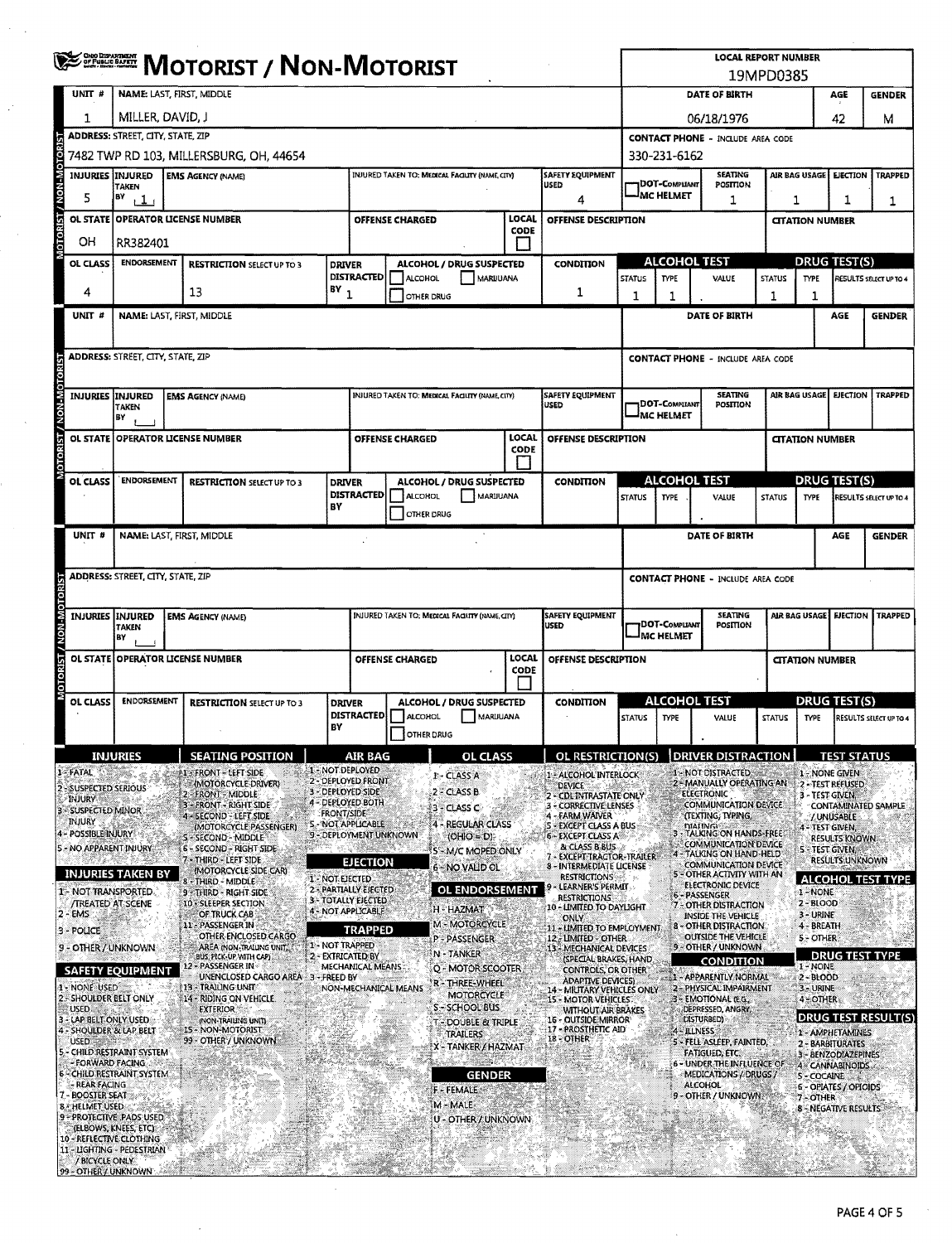# MOTORIST / NON-MOTORIST

Ohio Department of Public Safety

**LOCAL REPORT NUMBER:** 19MPD0385

## Unit 1

| UNIT # | NAME: LAST, FIRST, MIDDLE | DATE OF BIRTH | AGE | GENDER |
|---|---|---|---|---|
| 1 | MILLER, DAVID, J | 06/18/1976 | 42 | M |

| ADDRESS: STREET, CITY, STATE, ZIP | CONTACT PHONE - INCLUDE AREA CODE |
|---|---|
| 7482 TWP RD 103, MILLERSBURG, OH, 44654 | 330-231-6162 |

| INJURIES | INJURED TAKEN BY | EMS AGENCY (NAME) | INJURED TAKEN TO: MEDICAL FACILITY (NAME, CITY) | SAFETY EQUIPMENT USED | DOT-COMPLIANT MC HELMET | SEATING POSITION | AIR BAG USAGE | EJECTION | TRAPPED |
|---|---|---|---|---|---|---|---|---|---|
| 5 | 1 | | | 4 | | 1 | 1 | 1 | 1 |

| OL STATE | OPERATOR LICENSE NUMBER | OFFENSE CHARGED | LOCAL CODE | OFFENSE DESCRIPTION | CITATION NUMBER |
|---|---|---|---|---|---|
| OH | RR382401 | | | | |

| OL CLASS | ENDORSEMENT | RESTRICTION SELECT UP TO 3 | DRIVER DISTRACTED BY | ALCOHOL / DRUG SUSPECTED | CONDITION | ALCOHOL TEST STATUS | ALCOHOL TEST TYPE | ALCOHOL TEST VALUE | DRUG TEST STATUS | DRUG TEST TYPE | DRUG TEST RESULTS SELECT UP TO 4 |
|---|---|---|---|---|---|---|---|---|---|---|---|
| 4 | | 13 | 1 | | 1 | 1 | 1 | | 1 | 1 | |

## Unit (blank)

| UNIT # | NAME: LAST, FIRST, MIDDLE | DATE OF BIRTH | AGE | GENDER |
|---|---|---|---|---|
| | | | | |

## Unit (blank)

| UNIT # | NAME: LAST, FIRST, MIDDLE | DATE OF BIRTH | AGE | GENDER |
|---|---|---|---|---|
| | | | | |

## Code Legend

**INJURIES**
1 - FATAL
2 - SUSPECTED SERIOUS INJURY
3 - SUSPECTED MINOR INJURY
4 - POSSIBLE INJURY
5 - NO APPARENT INJURY

**INJURIES TAKEN BY**
1 - NOT TRANSPORTED /TREATED AT SCENE
2 - EMS
3 - POLICE
9 - OTHER / UNKNOWN

**SAFETY EQUIPMENT**
1 - NONE USED
2 - SHOULDER BELT ONLY USED
3 - LAP BELT ONLY USED
4 - SHOULDER & LAP BELT USED
5 - CHILD RESTRAINT SYSTEM - FORWARD FACING
6 - CHILD RESTRAINT SYSTEM - REAR FACING
7 - BOOSTER SEAT
8 - HELMET USED
9 - PROTECTIVE PADS USED (ELBOWS, KNEES, ETC)
10 - REFLECTIVE CLOTHING
11 - LIGHTING - PEDESTRIAN / BICYCLE ONLY
99 - OTHER / UNKNOWN

**SEATING POSITION**
1 - FRONT - LEFT SIDE (MOTORCYCLE DRIVER)
2 - FRONT - MIDDLE
3 - FRONT - RIGHT SIDE
4 - SECOND - LEFT SIDE (MOTORCYCLE PASSENGER)
5 - SECOND - MIDDLE
6 - SECOND - RIGHT SIDE
7 - THIRD - LEFT SIDE (MOTORCYCLE SIDE CAR)
8 - THIRD - MIDDLE
9 - THIRD - RIGHT SIDE
10 - SLEEPER SECTION OF TRUCK CAB
11 - PASSENGER IN OTHER ENCLOSED CARGO AREA (NON-TRAILING UNIT, BUS, PICK-UP WITH CAP)
12 - PASSENGER IN UNENCLOSED CARGO AREA
13 - TRAILING UNIT
14 - RIDING ON VEHICLE EXTERIOR (NON-TRAILING UNIT)
15 - NON-MOTORIST
99 - OTHER / UNKNOWN

**AIR BAG**
1 - NOT DEPLOYED
2 - DEPLOYED FRONT
3 - DEPLOYED SIDE
4 - DEPLOYED BOTH FRONT/SIDE
5 - NOT APPLICABLE
9 - DEPLOYMENT UNKNOWN

**EJECTION**
1 - NOT EJECTED
2 - PARTIALLY EJECTED
3 - TOTALLY EJECTED
4 - NOT APPLICABLE

**TRAPPED**
1 - NOT TRAPPED
2 - EXTRICATED BY MECHANICAL MEANS
3 - FREED BY NON-MECHANICAL MEANS

**OL CLASS**
1 - CLASS A
2 - CLASS B
3 - CLASS C
4 - REGULAR CLASS (OHIO = D)
5 - M/C MOPED ONLY
6 - NO VALID OL

**OL ENDORSEMENT**
H - HAZMAT
M - MOTORCYCLE
P - PASSENGER
N - TANKER
Q - MOTOR SCOOTER
R - THREE-WHEEL MOTORCYCLE
S - SCHOOL BUS
T - DOUBLE & TRIPLE TRAILERS
X - TANKER / HAZMAT

**GENDER**
F - FEMALE
M - MALE
U - OTHER / UNKNOWN

**OL RESTRICTION(S)**
1 - ALCOHOL INTERLOCK DEVICE
2 - CDL INTRASTATE ONLY
3 - CORRECTIVE LENSES
4 - FARM WAIVER
5 - EXCEPT CLASS A BUS
6 - EXCEPT CLASS A & CLASS B BUS
7 - EXCEPT TRACTOR-TRAILER
8 - INTERMEDIATE LICENSE RESTRICTIONS
9 - LEARNER'S PERMIT RESTRICTIONS
10 - LIMITED TO DAYLIGHT ONLY
11 - LIMITED TO EMPLOYMENT
12 - LIMITED - OTHER
13 - MECHANICAL DEVICES (SPECIAL BRAKES, HAND CONTROLS, OR OTHER ADAPTIVE DEVICES)
14 - MILITARY VEHICLES ONLY
15 - MOTOR VEHICLES WITHOUT AIR BRAKES
16 - OUTSIDE MIRROR
17 - PROSTHETIC AID
18 - OTHER

**DRIVER DISTRACTION**
1 - NOT DISTRACTED
2 - MANUALLY OPERATING AN ELECTRONIC COMMUNICATION DEVICE (TEXTING, TYPING, DIALING)
3 - TALKING ON HANDS-FREE COMMUNICATION DEVICE
4 - TALKING ON HAND-HELD COMMUNICATION DEVICE
5 - OTHER ACTIVITY WITH AN ELECTRONIC DEVICE
6 - PASSENGER
7 - OTHER DISTRACTION INSIDE THE VEHICLE
8 - OTHER DISTRACTION OUTSIDE THE VEHICLE
9 - OTHER / UNKNOWN

**CONDITION**
1 - APPARENTLY NORMAL
2 - PHYSICAL IMPAIRMENT
3 - EMOTIONAL (E.G., DEPRESSED, ANGRY, DISTURBED)
4 - ILLNESS
5 - FELL ASLEEP, FAINTED, FATIGUED, ETC.
6 - UNDER THE INFLUENCE OF MEDICATIONS / DRUGS / ALCOHOL
9 - OTHER / UNKNOWN

**TEST STATUS**
1 - NONE GIVEN
2 - TEST REFUSED
3 - TEST GIVEN, CONTAMINATED SAMPLE / UNUSABLE
4 - TEST GIVEN, RESULTS KNOWN
5 - TEST GIVEN, RESULTS UNKNOWN

**ALCOHOL TEST TYPE**
1 - NONE
2 - BLOOD
3 - URINE
4 - BREATH
5 - OTHER

**DRUG TEST TYPE**
1 - NONE
2 - BLOOD
3 - URINE
4 - OTHER

**DRUG TEST RESULT(S)**
1 - AMPHETAMINES
2 - BARBITURATES
3 - BENZODIAZEPINES
4 - CANNABINOIDS
5 - COCAINE
6 - OPIATES / OPIOIDS
7 - OTHER
8 - NEGATIVE RESULTS